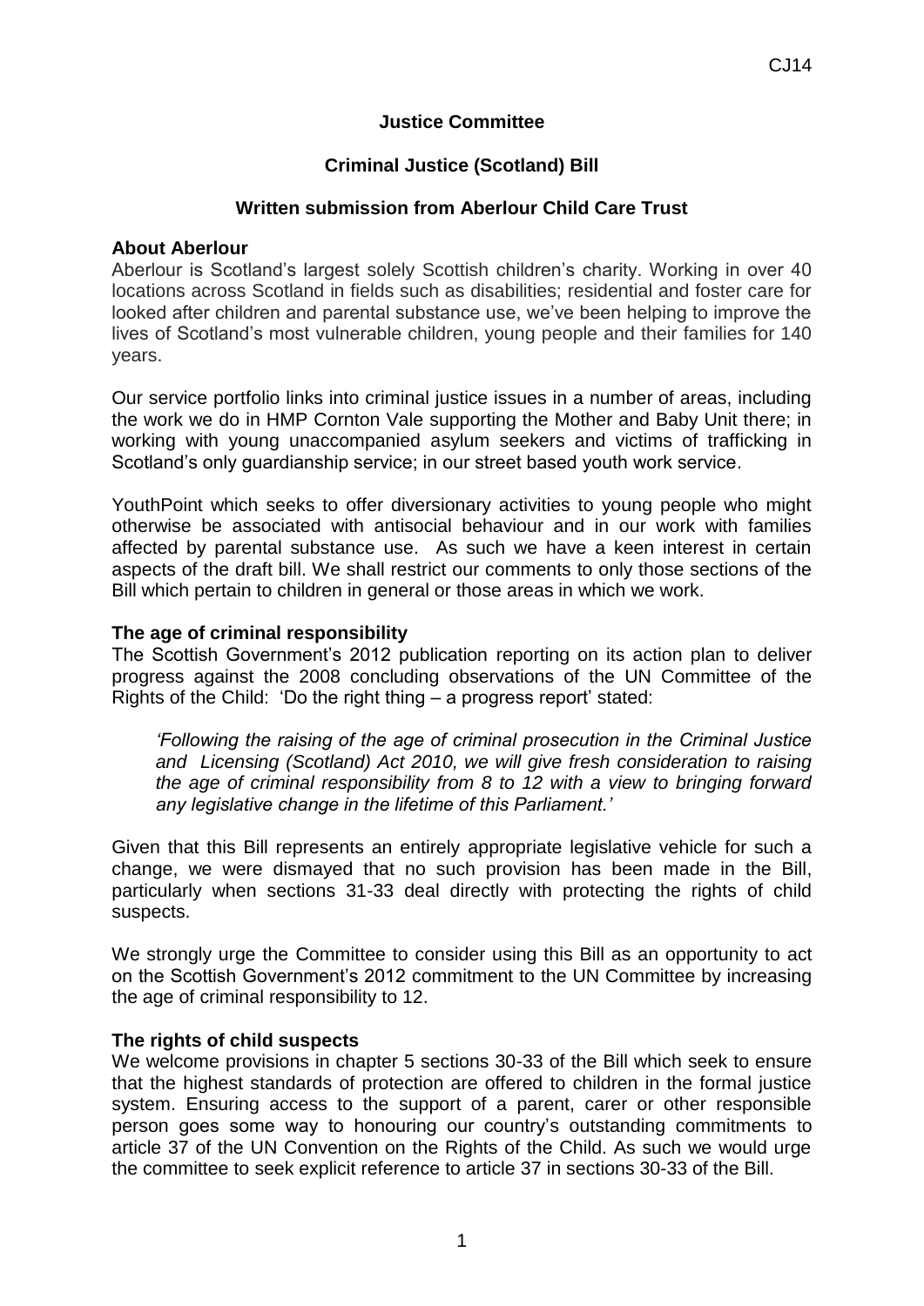**Justice Committee**

**Criminal Justice (Scotland) Bill**

**Written submission from Aberlour Child Care Trust**

**About Aberlour**

Aberlour is Scotland's largest solely Scottish children's charity. Working in over 40 locations across Scotland in fields such as disabilities; residential and foster care for looked after children and parental substance use, we've been helping to improve the lives of Scotland's most vulnerable children, young people and their families for 140 years.

Our service portfolio links into criminal justice issues in a number of areas, including the work we do in HMP Cornton Vale supporting the Mother and Baby Unit there; in working with young unaccompanied asylum seekers and victims of trafficking in Scotland's only guardianship service; in our street based youth work service.

YouthPoint which seeks to offer diversionary activities to young people who might otherwise be associated with antisocial behaviour and in our work with families affected by parental substance use. As such we have a keen interest in certain aspects of the draft bill. We shall restrict our comments to only those sections of the Bill which pertain to children in general or those areas in which we work.

**The age of criminal responsibility**

The Scottish Government's 2012 publication reporting on its action plan to deliver progress against the 2008 concluding observations of the UN Committee of the Rights of the Child: 'Do the right thing – a progress report' stated:

> *'Following the raising of the age of criminal prosecution in the Criminal Justice and Licensing (Scotland) Act 2010, we will give fresh consideration to raising the age of criminal responsibility from 8 to 12 with a view to bringing forward any legislative change in the lifetime of this Parliament.'*

Given that this Bill represents an entirely appropriate legislative vehicle for such a change, we were dismayed that no such provision has been made in the Bill, particularly when sections 31-33 deal directly with protecting the rights of child suspects.

We strongly urge the Committee to consider using this Bill as an opportunity to act on the Scottish Government's 2012 commitment to the UN Committee by increasing the age of criminal responsibility to 12.

**The rights of child suspects**

We welcome provisions in chapter 5 sections 30-33 of the Bill which seek to ensure that the highest standards of protection are offered to children in the formal justice system. Ensuring access to the support of a parent, carer or other responsible person goes some way to honouring our country's outstanding commitments to article 37 of the UN Convention on the Rights of the Child. As such we would urge the committee to seek explicit reference to article 37 in sections 30-33 of the Bill.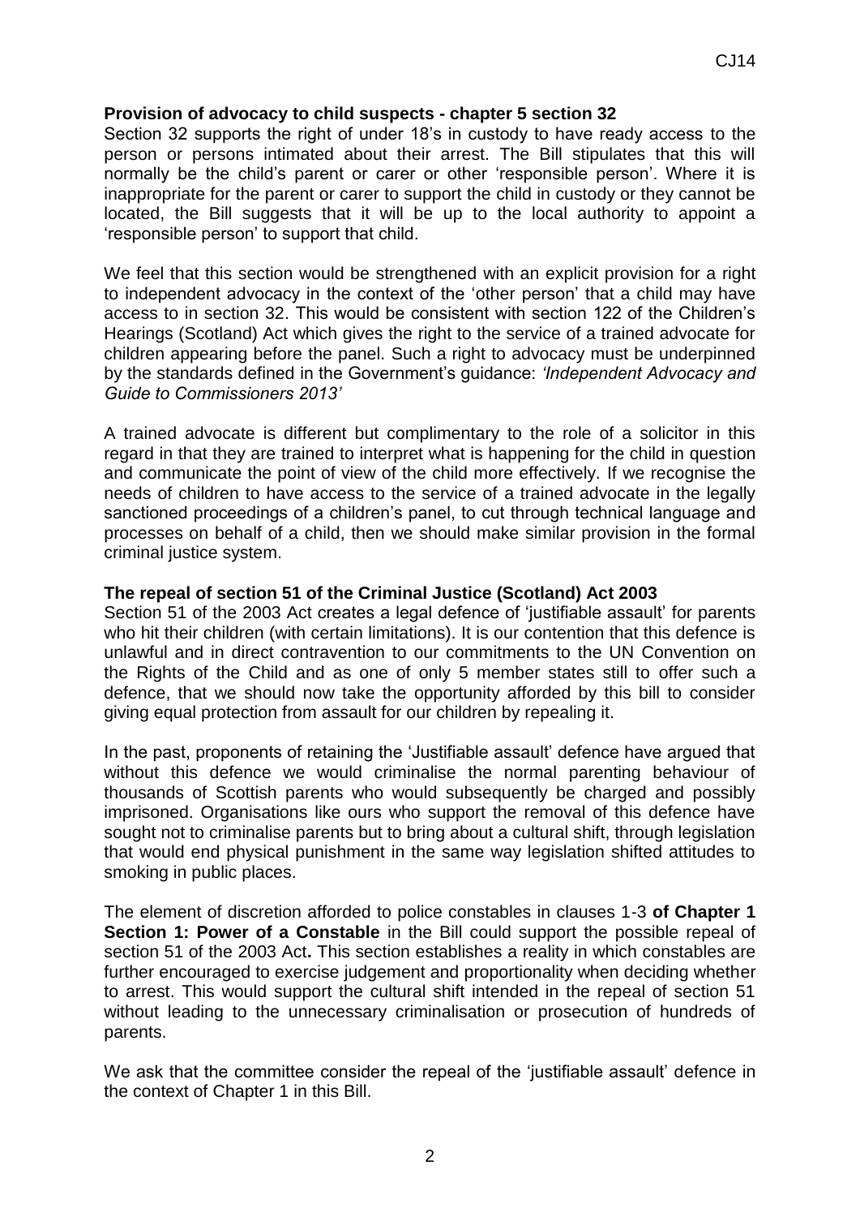**Provision of advocacy to child suspects - chapter 5 section 32**

Section 32 supports the right of under 18's in custody to have ready access to the person or persons intimated about their arrest. The Bill stipulates that this will normally be the child's parent or carer or other 'responsible person'. Where it is inappropriate for the parent or carer to support the child in custody or they cannot be located, the Bill suggests that it will be up to the local authority to appoint a 'responsible person' to support that child.

We feel that this section would be strengthened with an explicit provision for a right to independent advocacy in the context of the 'other person' that a child may have access to in section 32. This would be consistent with section 122 of the Children's Hearings (Scotland) Act which gives the right to the service of a trained advocate for children appearing before the panel. Such a right to advocacy must be underpinned by the standards defined in the Government's guidance: *'Independent Advocacy and Guide to Commissioners 2013'*

A trained advocate is different but complimentary to the role of a solicitor in this regard in that they are trained to interpret what is happening for the child in question and communicate the point of view of the child more effectively. If we recognise the needs of children to have access to the service of a trained advocate in the legally sanctioned proceedings of a children's panel, to cut through technical language and processes on behalf of a child, then we should make similar provision in the formal criminal justice system.

**The repeal of section 51 of the Criminal Justice (Scotland) Act 2003**

Section 51 of the 2003 Act creates a legal defence of 'justifiable assault' for parents who hit their children (with certain limitations). It is our contention that this defence is unlawful and in direct contravention to our commitments to the UN Convention on the Rights of the Child and as one of only 5 member states still to offer such a defence, that we should now take the opportunity afforded by this bill to consider giving equal protection from assault for our children by repealing it.

In the past, proponents of retaining the 'Justifiable assault' defence have argued that without this defence we would criminalise the normal parenting behaviour of thousands of Scottish parents who would subsequently be charged and possibly imprisoned. Organisations like ours who support the removal of this defence have sought not to criminalise parents but to bring about a cultural shift, through legislation that would end physical punishment in the same way legislation shifted attitudes to smoking in public places.

The element of discretion afforded to police constables in clauses 1-3 **of Chapter 1 Section 1: Power of a Constable** in the Bill could support the possible repeal of section 51 of the 2003 Act**.** This section establishes a reality in which constables are further encouraged to exercise judgement and proportionality when deciding whether to arrest. This would support the cultural shift intended in the repeal of section 51 without leading to the unnecessary criminalisation or prosecution of hundreds of parents.

We ask that the committee consider the repeal of the 'justifiable assault' defence in the context of Chapter 1 in this Bill.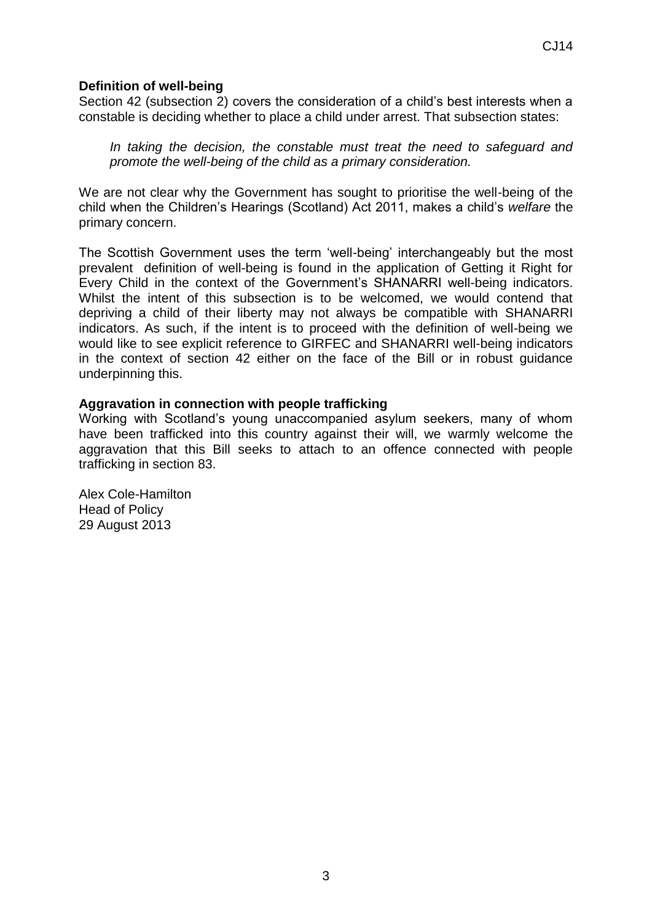**Definition of well-being**

Section 42 (subsection 2) covers the consideration of a child's best interests when a constable is deciding whether to place a child under arrest. That subsection states:

> *In taking the decision, the constable must treat the need to safeguard and promote the well-being of the child as a primary consideration.*

We are not clear why the Government has sought to prioritise the well-being of the child when the Children's Hearings (Scotland) Act 2011, makes a child's *welfare* the primary concern.

The Scottish Government uses the term 'well-being' interchangeably but the most prevalent definition of well-being is found in the application of Getting it Right for Every Child in the context of the Government's SHANARRI well-being indicators. Whilst the intent of this subsection is to be welcomed, we would contend that depriving a child of their liberty may not always be compatible with SHANARRI indicators. As such, if the intent is to proceed with the definition of well-being we would like to see explicit reference to GIRFEC and SHANARRI well-being indicators in the context of section 42 either on the face of the Bill or in robust guidance underpinning this.

**Aggravation in connection with people trafficking**

Working with Scotland's young unaccompanied asylum seekers, many of whom have been trafficked into this country against their will, we warmly welcome the aggravation that this Bill seeks to attach to an offence connected with people trafficking in section 83.

Alex Cole-Hamilton
Head of Policy
29 August 2013